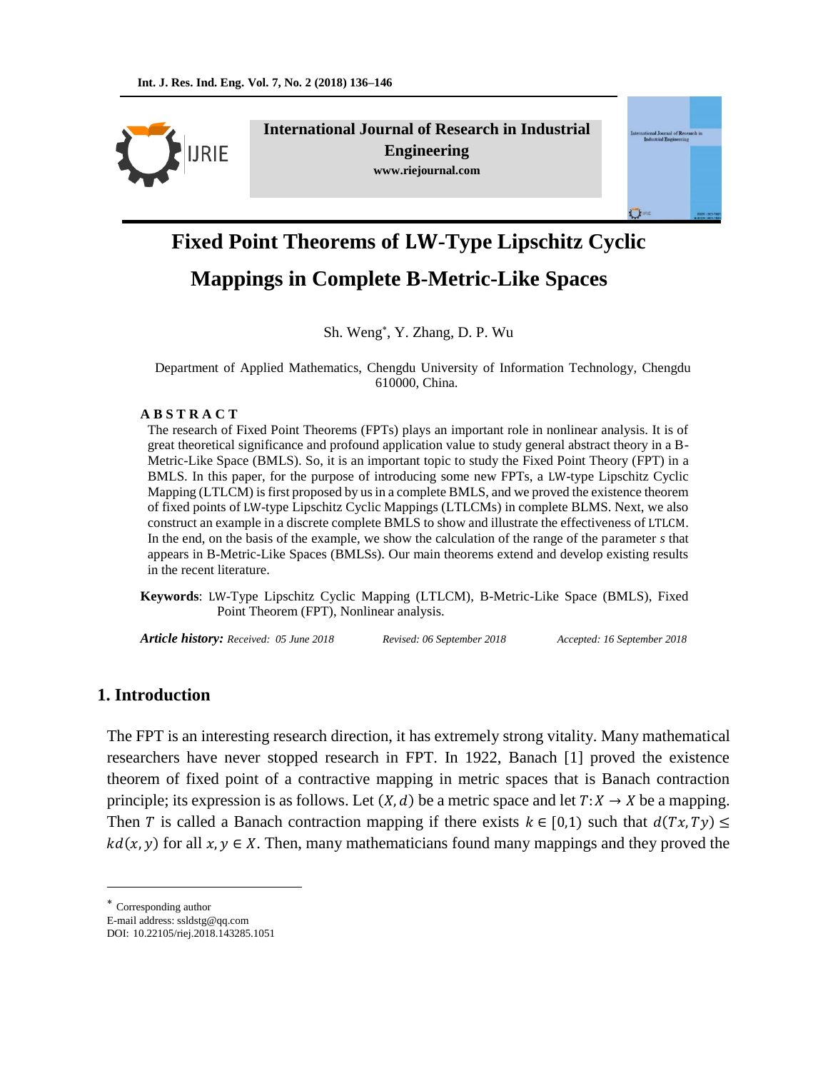International Journal of Research in Industrial Engineering

www.riejournal.com

# Fixed Point Theorems of LW-Type Lipschitz Cyclic Mappings in Complete B-Metric-Like Spaces

Sh. Weng*, Y. Zhang, D. P. Wu

Department of Applied Mathematics, Chengdu University of Information Technology, Chengdu 610000, China.

**A B S T R A C T**

The research of Fixed Point Theorems (FPTs) plays an important role in nonlinear analysis. It is of great theoretical significance and profound application value to study general abstract theory in a B-Metric-Like Space (BMLS). So, it is an important topic to study the Fixed Point Theory (FPT) in a BMLS. In this paper, for the purpose of introducing some new FPTs, a LW-type Lipschitz Cyclic Mapping (LTLCM) is first proposed by us in a complete BMLS, and we proved the existence theorem of fixed points of LW-type Lipschitz Cyclic Mappings (LTLCMs) in complete BLMS. Next, we also construct an example in a discrete complete BMLS to show and illustrate the effectiveness of LTLCM. In the end, on the basis of the example, we show the calculation of the range of the parameter *s* that appears in B-Metric-Like Spaces (BMLSs). Our main theorems extend and develop existing results in the recent literature.

**Keywords**: LW-Type Lipschitz Cyclic Mapping (LTLCM), B-Metric-Like Space (BMLS), Fixed Point Theorem (FPT), Nonlinear analysis.

***Article history:*** *Received: 05 June 2018* *Revised: 06 September 2018* *Accepted: 16 September 2018*

## 1. Introduction

The FPT is an interesting research direction, it has extremely strong vitality. Many mathematical researchers have never stopped research in FPT. In 1922, Banach [1] proved the existence theorem of fixed point of a contractive mapping in metric spaces that is Banach contraction principle; its expression is as follows. Let $(X, d)$ be a metric space and let $T: X \to X$ be a mapping. Then $T$ is called a Banach contraction mapping if there exists $k \in [0,1)$ such that $d(Tx, Ty) \leq kd(x, y)$ for all $x, y \in X$. Then, many mathematicians found many mappings and they proved the

---

* Corresponding author

E-mail address: ssldstg@qq.com

DOI: 10.22105/riej.2018.143285.1051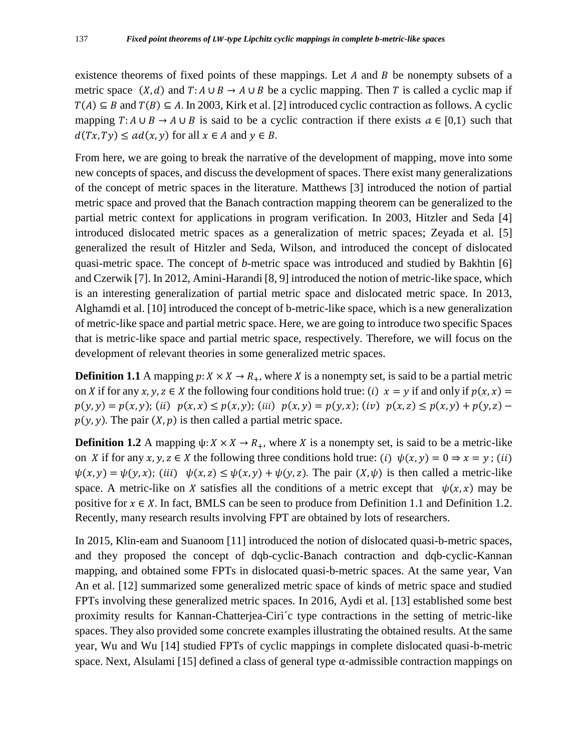existence theorems of fixed points of these mappings. Let $A$ and $B$ be nonempty subsets of a metric space $(X, d)$ and $T: A \cup B \to A \cup B$ be a cyclic mapping. Then $T$ is called a cyclic map if $T(A) \subseteq B$ and $T(B) \subseteq A$. In 2003, Kirk et al. [2] introduced cyclic contraction as follows. A cyclic mapping $T: A \cup B \to A \cup B$ is said to be a cyclic contraction if there exists $a \in [0,1)$ such that $d(Tx, Ty) \leq a d(x, y)$ for all $x \in A$ and $y \in B$.

From here, we are going to break the narrative of the development of mapping, move into some new concepts of spaces, and discuss the development of spaces. There exist many generalizations of the concept of metric spaces in the literature. Matthews [3] introduced the notion of partial metric space and proved that the Banach contraction mapping theorem can be generalized to the partial metric context for applications in program verification. In 2003, Hitzler and Seda [4] introduced dislocated metric spaces as a generalization of metric spaces; Zeyada et al. [5] generalized the result of Hitzler and Seda, Wilson, and introduced the concept of dislocated quasi-metric space. The concept of $b$-metric space was introduced and studied by Bakhtin [6] and Czerwik [7]. In 2012, Amini-Harandi [8, 9] introduced the notion of metric-like space, which is an interesting generalization of partial metric space and dislocated metric space. In 2013, Alghamdi et al. [10] introduced the concept of b-metric-like space, which is a new generalization of metric-like space and partial metric space. Here, we are going to introduce two specific Spaces that is metric-like space and partial metric space, respectively. Therefore, we will focus on the development of relevant theories in some generalized metric spaces.

**Definition 1.1** A mapping $p: X \times X \to R_+$, where $X$ is a nonempty set, is said to be a partial metric on $X$ if for any $x, y, z \in X$ the following four conditions hold true: $(i)$ $x = y$ if and only if $p(x, x) = p(y, y) = p(x, y)$; $(ii)$ $p(x, x) \leq p(x, y)$; $(iii)$ $p(x, y) = p(y, x)$; $(iv)$ $p(x, z) \leq p(x, y) + p(y, z) - p(y, y)$. The pair $(X, p)$ is then called a partial metric space.

**Definition 1.2** A mapping $\psi: X \times X \to R_+$, where $X$ is a nonempty set, is said to be a metric-like on $X$ if for any $x, y, z \in X$ the following three conditions hold true: $(i)$ $\psi(x, y) = 0 \Rightarrow x = y$ ; $(ii)$ $\psi(x, y) = \psi(y, x)$; $(iii)$ $\psi(x, z) \leq \psi(x, y) + \psi(y, z)$. The pair $(X, \psi)$ is then called a metric-like space. A metric-like on $X$ satisfies all the conditions of a metric except that $\psi(x, x)$ may be positive for $x \in X$. In fact, BMLS can be seen to produce from Definition 1.1 and Definition 1.2. Recently, many research results involving FPT are obtained by lots of researchers.

In 2015, Klin-eam and Suanoom [11] introduced the notion of dislocated quasi-b-metric spaces, and they proposed the concept of dqb-cyclic-Banach contraction and dqb-cyclic-Kannan mapping, and obtained some FPTs in dislocated quasi-b-metric spaces. At the same year, Van An et al. [12] summarized some generalized metric space of kinds of metric space and studied FPTs involving these generalized metric spaces. In 2016, Aydi et al. [13] established some best proximity results for Kannan-Chatterjea-Ciri´c type contractions in the setting of metric-like spaces. They also provided some concrete examples illustrating the obtained results. At the same year, Wu and Wu [14] studied FPTs of cyclic mappings in complete dislocated quasi-b-metric space. Next, Alsulami [15] defined a class of general type α-admissible contraction mappings on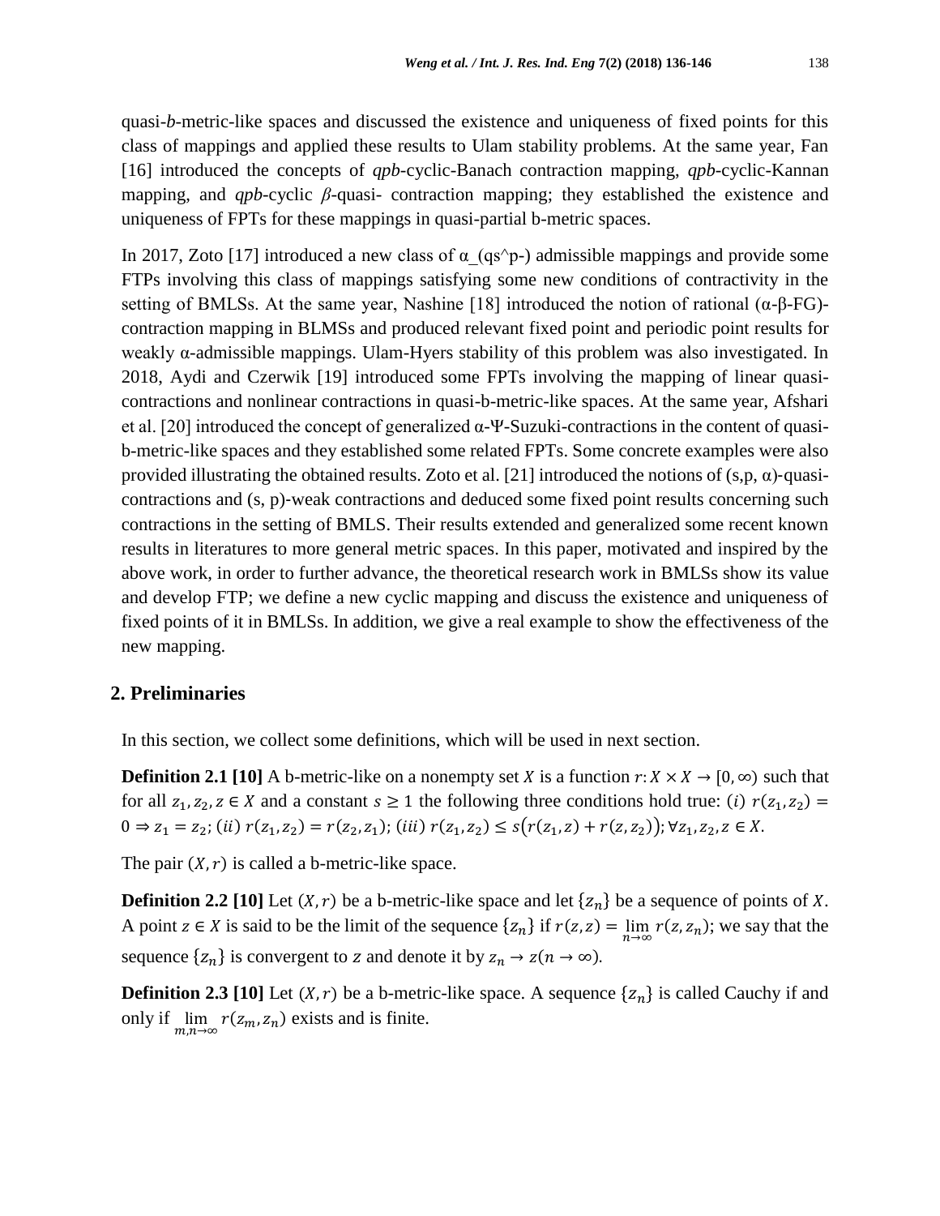quasi-*b*-metric-like spaces and discussed the existence and uniqueness of fixed points for this class of mappings and applied these results to Ulam stability problems. At the same year, Fan [16] introduced the concepts of *qpb*-cyclic-Banach contraction mapping, *qpb*-cyclic-Kannan mapping, and *qpb*-cyclic $\beta$-quasi- contraction mapping; they established the existence and uniqueness of FPTs for these mappings in quasi-partial b-metric spaces.

In 2017, Zoto [17] introduced a new class of α_(qs^p-) admissible mappings and provide some FTPs involving this class of mappings satisfying some new conditions of contractivity in the setting of BMLSs. At the same year, Nashine [18] introduced the notion of rational (α-β-FG)-contraction mapping in BLMSs and produced relevant fixed point and periodic point results for weakly α-admissible mappings. Ulam-Hyers stability of this problem was also investigated. In 2018, Aydi and Czerwik [19] introduced some FPTs involving the mapping of linear quasi-contractions and nonlinear contractions in quasi-b-metric-like spaces. At the same year, Afshari et al. [20] introduced the concept of generalized α-Ψ-Suzuki-contractions in the content of quasi-b-metric-like spaces and they established some related FPTs. Some concrete examples were also provided illustrating the obtained results. Zoto et al. [21] introduced the notions of (s,p, α)-quasi-contractions and (s, p)-weak contractions and deduced some fixed point results concerning such contractions in the setting of BMLS. Their results extended and generalized some recent known results in literatures to more general metric spaces. In this paper, motivated and inspired by the above work, in order to further advance, the theoretical research work in BMLSs show its value and develop FTP; we define a new cyclic mapping and discuss the existence and uniqueness of fixed points of it in BMLSs. In addition, we give a real example to show the effectiveness of the new mapping.

## 2. Preliminaries

In this section, we collect some definitions, which will be used in next section.

**Definition 2.1 [10]** A b-metric-like on a nonempty set $X$ is a function $r: X \times X \to [0, \infty)$ such that for all $z_1, z_2, z \in X$ and a constant $s \geq 1$ the following three conditions hold true: $(i)$ $r(z_1, z_2) = 0 \Rightarrow z_1 = z_2$; $(ii)$ $r(z_1, z_2) = r(z_2, z_1)$; $(iii)$ $r(z_1, z_2) \leq s\big(r(z_1, z) + r(z, z_2)\big)$; $\forall z_1, z_2, z \in X$.

The pair $(X, r)$ is called a b-metric-like space.

**Definition 2.2 [10]** Let $(X, r)$ be a b-metric-like space and let $\{z_n\}$ be a sequence of points of $X$. A point $z \in X$ is said to be the limit of the sequence $\{z_n\}$ if $r(z, z) = \lim_{n\to\infty} r(z, z_n)$; we say that the sequence $\{z_n\}$ is convergent to $z$ and denote it by $z_n \to z (n \to \infty)$.

**Definition 2.3 [10]** Let $(X, r)$ be a b-metric-like space. A sequence $\{z_n\}$ is called Cauchy if and only if $\lim_{m,n\to\infty} r(z_m, z_n)$ exists and is finite.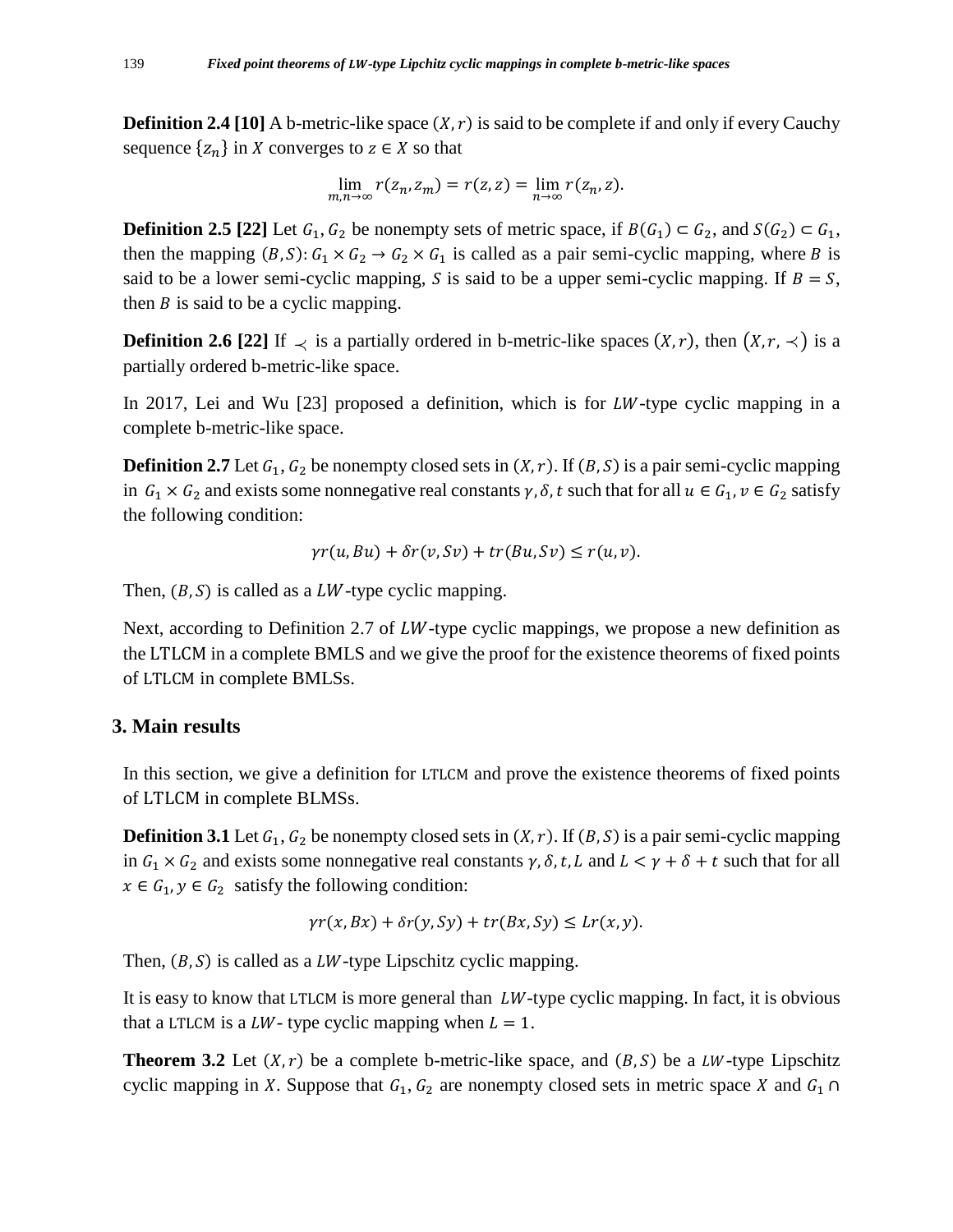**Definition 2.4 [10]** A b-metric-like space $(X, r)$ is said to be complete if and only if every Cauchy sequence $\{z_n\}$ in $X$ converges to $z \in X$ so that

$$\lim_{m,n\to\infty} r(z_n, z_m) = r(z, z) = \lim_{n\to\infty} r(z_n, z).$$

**Definition 2.5 [22]** Let $G_1, G_2$ be nonempty sets of metric space, if $B(G_1) \subset G_2$, and $S(G_2) \subset G_1$, then the mapping $(B, S): G_1 \times G_2 \to G_2 \times G_1$ is called as a pair semi-cyclic mapping, where $B$ is said to be a lower semi-cyclic mapping, $S$ is said to be a upper semi-cyclic mapping. If $B = S$, then $B$ is said to be a cyclic mapping.

**Definition 2.6 [22]** If $\prec$ is a partially ordered in b-metric-like spaces $(X, r)$, then $(X, r, \prec)$ is a partially ordered b-metric-like space.

In 2017, Lei and Wu [23] proposed a definition, which is for $LW$-type cyclic mapping in a complete b-metric-like space.

**Definition 2.7** Let $G_1, G_2$ be nonempty closed sets in $(X, r)$. If $(B, S)$ is a pair semi-cyclic mapping in $G_1 \times G_2$ and exists some nonnegative real constants $\gamma, \delta, t$ such that for all $u \in G_1, v \in G_2$ satisfy the following condition:

$$\gamma r(u, Bu) + \delta r(v, Sv) + t r(Bu, Sv) \leq r(u, v).$$

Then, $(B, S)$ is called as a $LW$-type cyclic mapping.

Next, according to Definition 2.7 of $LW$-type cyclic mappings, we propose a new definition as the LTLCM in a complete BMLS and we give the proof for the existence theorems of fixed points of LTLCM in complete BMLSs.

## 3. Main results

In this section, we give a definition for LTLCM and prove the existence theorems of fixed points of LTLCM in complete BLMSs.

**Definition 3.1** Let $G_1, G_2$ be nonempty closed sets in $(X, r)$. If $(B, S)$ is a pair semi-cyclic mapping in $G_1 \times G_2$ and exists some nonnegative real constants $\gamma, \delta, t, L$ and $L < \gamma + \delta + t$ such that for all $x \in G_1, y \in G_2$ satisfy the following condition:

$$\gamma r(x, Bx) + \delta r(y, Sy) + t r(Bx, Sy) \leq L r(x, y).$$

Then, $(B, S)$ is called as a $LW$-type Lipschitz cyclic mapping.

It is easy to know that LTLCM is more general than $LW$-type cyclic mapping. In fact, it is obvious that a LTLCM is a $LW$- type cyclic mapping when $L = 1$.

**Theorem 3.2** Let $(X, r)$ be a complete b-metric-like space, and $(B, S)$ be a $LW$-type Lipschitz cyclic mapping in $X$. Suppose that $G_1, G_2$ are nonempty closed sets in metric space $X$ and $G_1 \cap$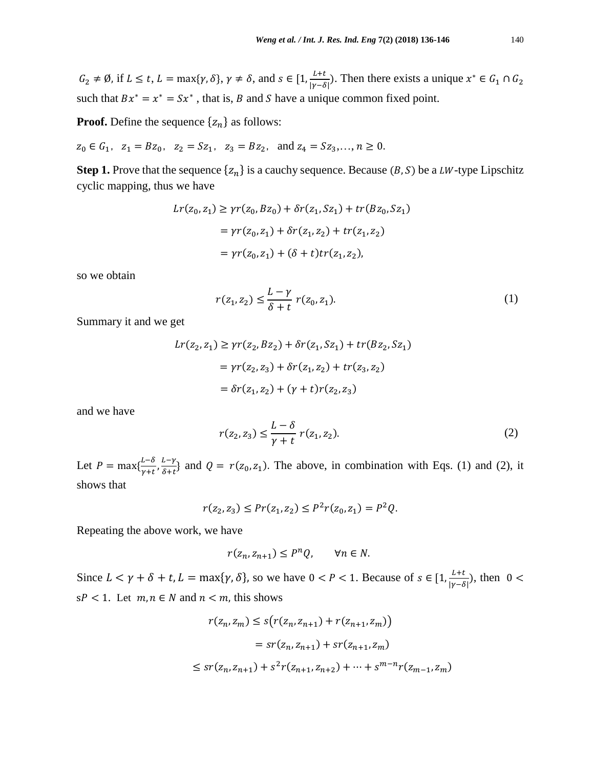$G_2 \neq \emptyset$, if $L \leq t$, $L = \max\{\gamma, \delta\}$, $\gamma \neq \delta$, and $s \in [1, \frac{L+t}{|\gamma-\delta|})$. Then there exists a unique $x^* \in G_1 \cap G_2$ such that $Bx^* = x^* = Sx^*$ , that is, $B$ and $S$ have a unique common fixed point.

**Proof.** Define the sequence $\{z_n\}$ as follows:

$z_0 \in G_1$, $z_1 = Bz_0$, $z_2 = Sz_1$, $z_3 = Bz_2$, and $z_4 = Sz_3, \ldots, n \geq 0$.

**Step 1.** Prove that the sequence $\{z_n\}$ is a cauchy sequence. Because $(B, S)$ be a $LW$-type Lipschitz cyclic mapping, thus we have

$$
\begin{aligned}
Lr(z_0, z_1) &\geq \gamma r(z_0, Bz_0) + \delta r(z_1, Sz_1) + tr(Bz_0, Sz_1) \\
&= \gamma r(z_0, z_1) + \delta r(z_1, z_2) + tr(z_1, z_2) \\
&= \gamma r(z_0, z_1) + (\delta + t)tr(z_1, z_2),
\end{aligned}
$$

so we obtain

$$
r(z_1, z_2) \leq \frac{L-\gamma}{\delta+t} \, r(z_0, z_1). \tag{1}
$$

Summary it and we get

$$
\begin{aligned}
Lr(z_2, z_1) &\geq \gamma r(z_2, Bz_2) + \delta r(z_1, Sz_1) + tr(Bz_2, Sz_1) \\
&= \gamma r(z_2, z_3) + \delta r(z_1, z_2) + tr(z_3, z_2) \\
&= \delta r(z_1, z_2) + (\gamma + t) r(z_2, z_3)
\end{aligned}
$$

and we have

$$
r(z_2, z_3) \leq \frac{L-\delta}{\gamma+t} \, r(z_1, z_2). \tag{2}
$$

Let $P = \max\{\frac{L-\delta}{\gamma+t}, \frac{L-\gamma}{\delta+t}\}$ and $Q = r(z_0, z_1)$. The above, in combination with Eqs. (1) and (2), it shows that

$$
r(z_2, z_3) \leq Pr(z_1, z_2) \leq P^2 r(z_0, z_1) = P^2 Q.
$$

Repeating the above work, we have

$$
r(z_n, z_{n+1}) \leq P^n Q, \qquad \forall n \in N.
$$

Since $L < \gamma + \delta + t$, $L = \max\{\gamma, \delta\}$, so we have $0 < P < 1$. Because of $s \in [1, \frac{L+t}{|\gamma-\delta|})$, then $0 < sP < 1$. Let $m, n \in N$ and $n < m$, this shows

$$
\begin{aligned}
r(z_n, z_m) &\leq s\big(r(z_n, z_{n+1}) + r(z_{n+1}, z_m)\big) \\
&= sr(z_n, z_{n+1}) + sr(z_{n+1}, z_m) \\
&\leq sr(z_n, z_{n+1}) + s^2 r(z_{n+1}, z_{n+2}) + \cdots + s^{m-n} r(z_{m-1}, z_m)
\end{aligned}
$$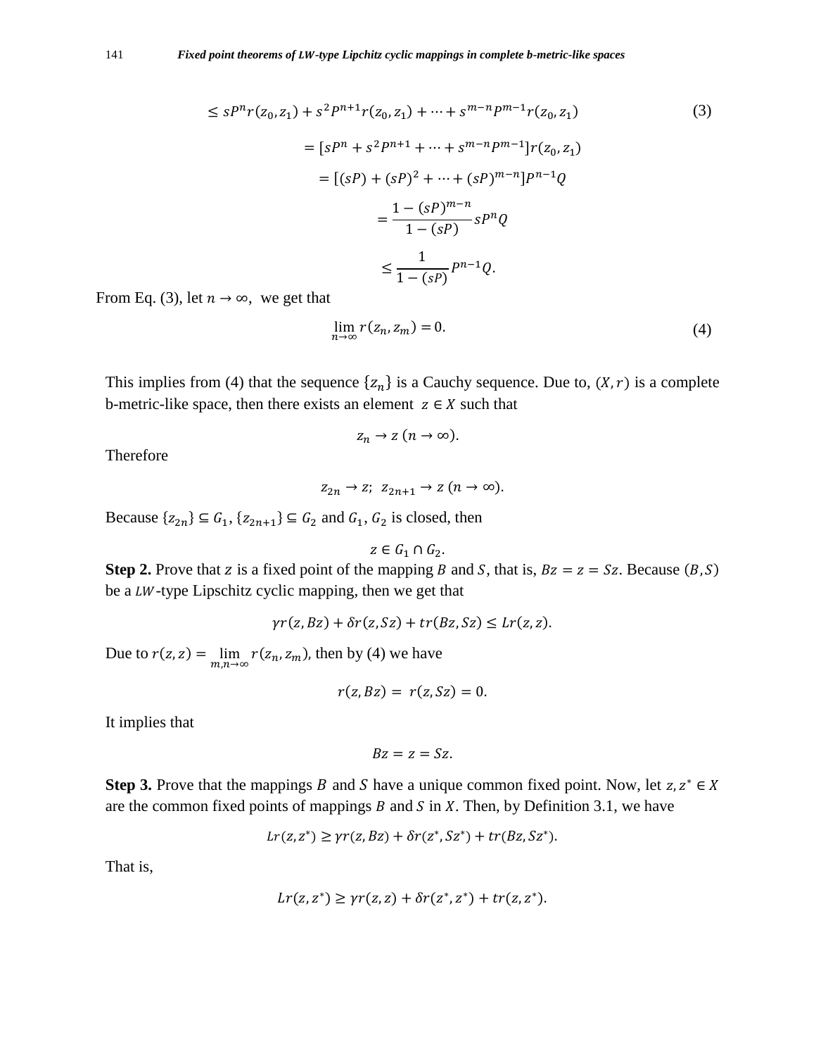$$
\begin{aligned}
&\leq sP^n r(z_0,z_1) + s^2P^{n+1}r(z_0,z_1) + \cdots + s^{m-n}P^{m-1}r(z_0,z_1) \qquad (3)\\
&= [sP^n + s^2P^{n+1} + \cdots + s^{m-n}P^{m-1}]r(z_0,z_1)\\
&= [(sP) + (sP)^2 + \cdots + (sP)^{m-n}]P^{n-1}Q\\
&= \frac{1-(sP)^{m-n}}{1-(sP)} sP^n Q\\
&\leq \frac{1}{1-(sP)} P^{n-1}Q.
\end{aligned}
$$

From Eq. (3), let $n \to \infty$, we get that

$$
\lim_{n\to\infty} r(z_n, z_m) = 0. \qquad (4)
$$

This implies from (4) that the sequence $\{z_n\}$ is a Cauchy sequence. Due to, $(X, r)$ is a complete b-metric-like space, then there exists an element $z \in X$ such that

$$
z_n \to z \ (n \to \infty).
$$

Therefore

$$
z_{2n} \to z; \ \ z_{2n+1} \to z \ (n \to \infty).
$$

Because $\{z_{2n}\} \subseteq G_1$, $\{z_{2n+1}\} \subseteq G_2$ and $G_1$, $G_2$ is closed, then

$$
z \in G_1 \cap G_2.
$$

**Step 2.** Prove that $z$ is a fixed point of the mapping $B$ and $S$, that is, $Bz = z = Sz$. Because $(B, S)$ be a $LW$-type Lipschitz cyclic mapping, then we get that

$$
\gamma r(z, Bz) + \delta r(z, Sz) + t r(Bz, Sz) \leq L r(z, z).
$$

Due to $r(z,z) = \lim_{m,n\to\infty} r(z_n, z_m)$, then by (4) we have

$$
r(z, Bz) = r(z, Sz) = 0.
$$

It implies that

$$
Bz = z = Sz.
$$

**Step 3.** Prove that the mappings $B$ and $S$ have a unique common fixed point. Now, let $z, z^* \in X$ are the common fixed points of mappings $B$ and $S$ in $X$. Then, by Definition 3.1, we have

$$
Lr(z, z^*) \geq \gamma r(z, Bz) + \delta r(z^*, Sz^*) + t r(Bz, Sz^*).
$$

That is,

$$
Lr(z, z^*) \geq \gamma r(z, z) + \delta r(z^*, z^*) + t r(z, z^*).
$$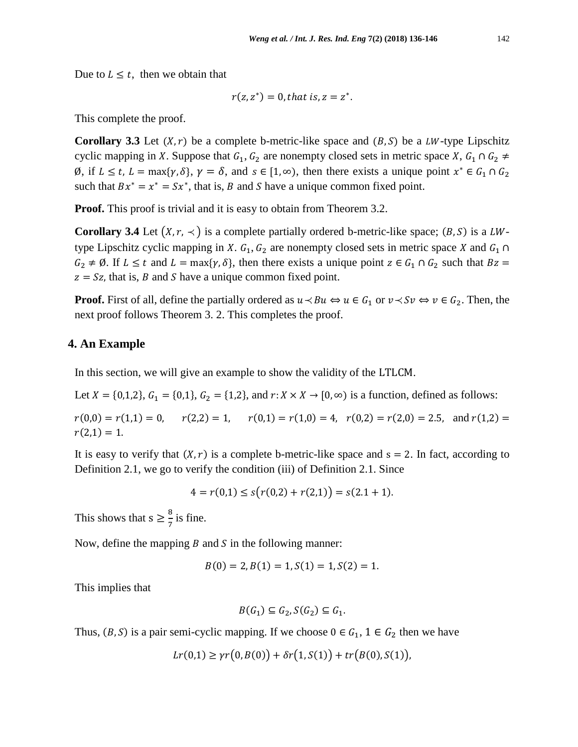Due to $L \leq t$, then we obtain that

$$r(z, z^*) = 0, that\ is, z = z^*.$$

This complete the proof.

**Corollary 3.3** Let $(X, r)$ be a complete b-metric-like space and $(B, S)$ be a $LW$-type Lipschitz cyclic mapping in $X$. Suppose that $G_1, G_2$ are nonempty closed sets in metric space $X$, $G_1 \cap G_2 \neq \emptyset$, if $L \leq t$, $L = \max\{\gamma, \delta\}$, $\gamma = \delta$, and $s \in [1, \infty)$, then there exists a unique point $x^* \in G_1 \cap G_2$ such that $Bx^* = x^* = Sx^*$, that is, $B$ and $S$ have a unique common fixed point.

**Proof.** This proof is trivial and it is easy to obtain from Theorem 3.2.

**Corollary 3.4** Let $(X, r, \prec)$ is a complete partially ordered b-metric-like space; $(B, S)$ is a $LW$-type Lipschitz cyclic mapping in $X$. $G_1, G_2$ are nonempty closed sets in metric space $X$ and $G_1 \cap G_2 \neq \emptyset$. If $L \leq t$ and $L = \max\{\gamma, \delta\}$, then there exists a unique point $z \in G_1 \cap G_2$ such that $Bz = z = Sz$, that is, $B$ and $S$ have a unique common fixed point.

**Proof.** First of all, define the partially ordered as $u \prec Bu \Leftrightarrow u \in G_1$ or $v \prec Sv \Leftrightarrow v \in G_2$. Then, the next proof follows Theorem 3. 2. This completes the proof.

## 4. An Example

In this section, we will give an example to show the validity of the LTLCM.

Let $X = \{0,1,2\}$, $G_1 = \{0,1\}$, $G_2 = \{1,2\}$, and $r: X \times X \to [0, \infty)$ is a function, defined as follows:

$r(0,0) = r(1,1) = 0$, $\quad r(2,2) = 1$, $\quad r(0,1) = r(1,0) = 4$, $\quad r(0,2) = r(2,0) = 2.5$, and $r(1,2) = r(2,1) = 1$.

It is easy to verify that $(X, r)$ is a complete b-metric-like space and $s = 2$. In fact, according to Definition 2.1, we go to verify the condition (iii) of Definition 2.1. Since

$$4 = r(0,1) \leq s\big(r(0,2) + r(2,1)\big) = s(2.1 + 1).$$

This shows that $s \geq \frac{8}{7}$ is fine.

Now, define the mapping $B$ and $S$ in the following manner:

$$B(0) = 2, B(1) = 1, S(1) = 1, S(2) = 1.$$

This implies that

$$B(G_1) \subseteq G_2, S(G_2) \subseteq G_1.$$

Thus, $(B, S)$ is a pair semi-cyclic mapping. If we choose $0 \in G_1$, $1 \in G_2$ then we have

$$Lr(0,1) \geq \gamma r\big(0, B(0)\big) + \delta r\big(1, S(1)\big) + tr\big(B(0), S(1)\big),$$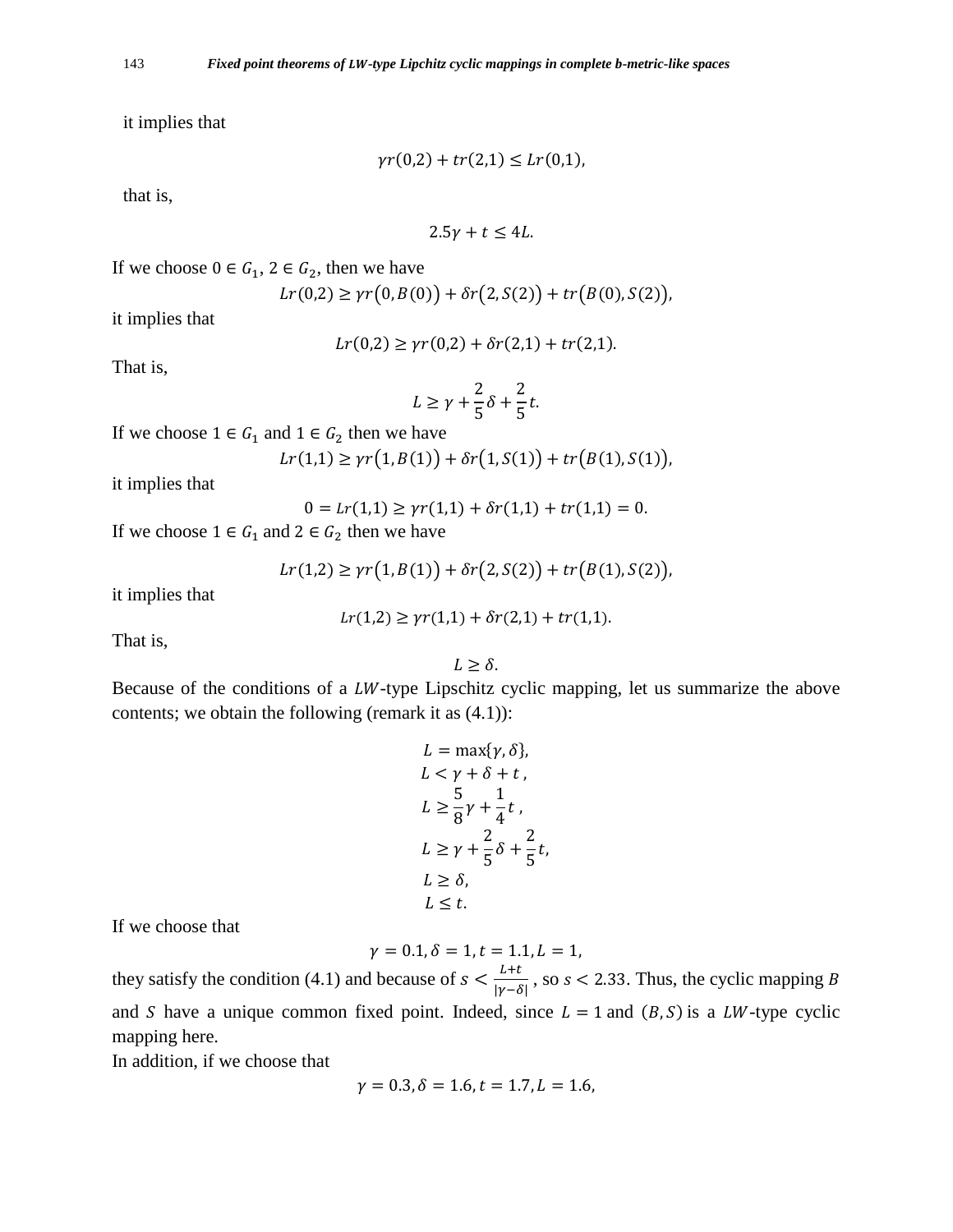it implies that

$$\gamma r(0,2) + tr(2,1) \leq Lr(0,1),$$

that is,

$$2.5\gamma + t \leq 4L.$$

If we choose $0 \in G_1$, $2 \in G_2$, then we have

$$Lr(0,2) \geq \gamma r\big(0, B(0)\big) + \delta r\big(2, S(2)\big) + tr\big(B(0), S(2)\big),$$

it implies that

$$Lr(0,2) \geq \gamma r(0,2) + \delta r(2,1) + tr(2,1).$$

That is,

$$L \geq \gamma + \frac{2}{5}\delta + \frac{2}{5}t.$$

If we choose $1 \in G_1$ and $1 \in G_2$ then we have

$$Lr(1,1) \geq \gamma r\big(1, B(1)\big) + \delta r\big(1, S(1)\big) + tr\big(B(1), S(1)\big),$$

it implies that

$$0 = Lr(1,1) \geq \gamma r(1,1) + \delta r(1,1) + tr(1,1) = 0.$$

If we choose $1 \in G_1$ and $2 \in G_2$ then we have

$$Lr(1,2) \geq \gamma r\big(1, B(1)\big) + \delta r\big(2, S(2)\big) + tr\big(B(1), S(2)\big),$$

it implies that

$$Lr(1,2) \geq \gamma r(1,1) + \delta r(2,1) + tr(1,1).$$

That is,

$$L \geq \delta.$$

Because of the conditions of a $LW$-type Lipschitz cyclic mapping, let us summarize the above contents; we obtain the following (remark it as (4.1)):

$$\begin{aligned}
&L = \max\{\gamma, \delta\},\\
&L < \gamma + \delta + t\,,\\
&L \geq \frac{5}{8}\gamma + \frac{1}{4}t\,,\\
&L \geq \gamma + \frac{2}{5}\delta + \frac{2}{5}t,\\
&L \geq \delta,\\
&L \leq t.
\end{aligned}$$

If we choose that

$$\gamma = 0.1, \delta = 1, t = 1.1, L = 1,$$

they satisfy the condition (4.1) and because of $s < \frac{L+t}{|\gamma - \delta|}$, so $s < 2.33$. Thus, the cyclic mapping $B$ and $S$ have a unique common fixed point. Indeed, since $L = 1$ and $(B, S)$ is a $LW$-type cyclic mapping here.

In addition, if we choose that

$$\gamma = 0.3, \delta = 1.6, t = 1.7, L = 1.6,$$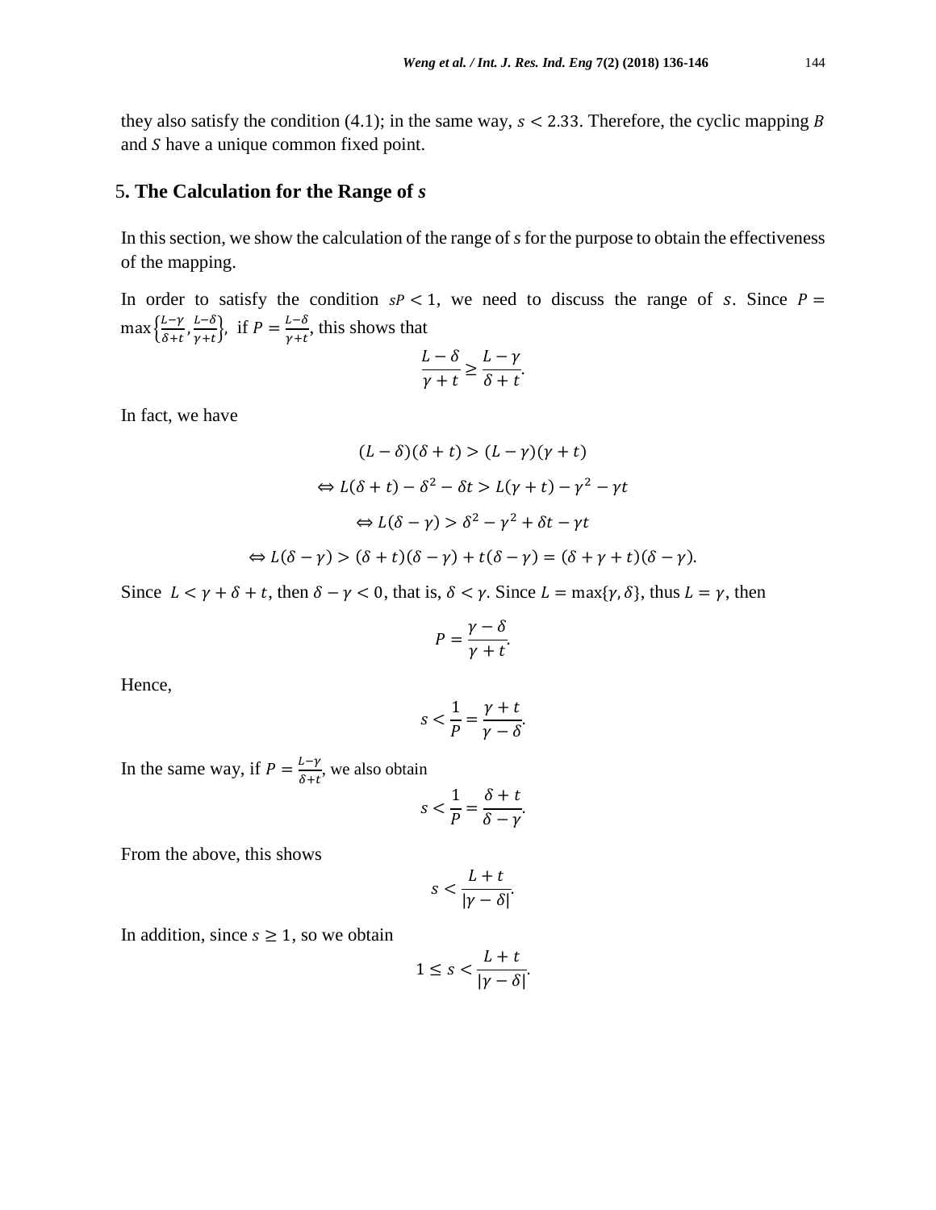they also satisfy the condition (4.1); in the same way, $s < 2.33$. Therefore, the cyclic mapping $B$ and $S$ have a unique common fixed point.

## 5. The Calculation for the Range of *s*

In this section, we show the calculation of the range of *s* for the purpose to obtain the effectiveness of the mapping.

In order to satisfy the condition $sP < 1$, we need to discuss the range of $s$. Since $P = \max\left\{\frac{L-\gamma}{\delta+t}, \frac{L-\delta}{\gamma+t}\right\}$, if $P = \frac{L-\delta}{\gamma+t}$, this shows that

$$\frac{L-\delta}{\gamma+t} \geq \frac{L-\gamma}{\delta+t}.$$

In fact, we have

$$(L-\delta)(\delta+t) > (L-\gamma)(\gamma+t)$$

$$\Leftrightarrow L(\delta+t) - \delta^2 - \delta t > L(\gamma+t) - \gamma^2 - \gamma t$$

$$\Leftrightarrow L(\delta-\gamma) > \delta^2 - \gamma^2 + \delta t - \gamma t$$

$$\Leftrightarrow L(\delta-\gamma) > (\delta+t)(\delta-\gamma) + t(\delta-\gamma) = (\delta+\gamma+t)(\delta-\gamma).$$

Since $L < \gamma + \delta + t$, then $\delta - \gamma < 0$, that is, $\delta < \gamma$. Since $L = \max\{\gamma, \delta\}$, thus $L = \gamma$, then

$$P = \frac{\gamma-\delta}{\gamma+t}.$$

Hence,

$$s < \frac{1}{P} = \frac{\gamma+t}{\gamma-\delta}.$$

In the same way, if $P = \frac{L-\gamma}{\delta+t}$, we also obtain

$$s < \frac{1}{P} = \frac{\delta+t}{\delta-\gamma}.$$

From the above, this shows

$$s < \frac{L+t}{|\gamma-\delta|}.$$

In addition, since $s \geq 1$, so we obtain

$$1 \leq s < \frac{L+t}{|\gamma-\delta|}.$$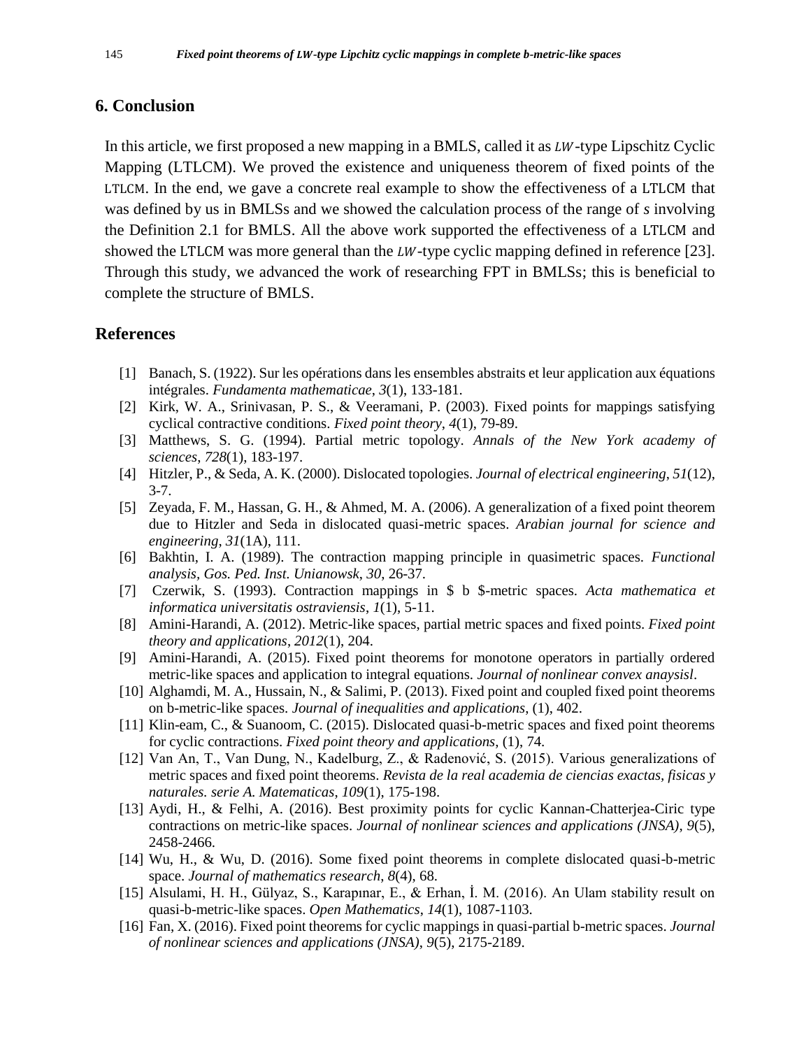## 6. Conclusion

In this article, we first proposed a new mapping in a BMLS, called it as $\mathcal{LW}$-type Lipschitz Cyclic Mapping (LTLCM). We proved the existence and uniqueness theorem of fixed points of the LTLCM. In the end, we gave a concrete real example to show the effectiveness of a LTLCM that was defined by us in BMLSs and we showed the calculation process of the range of $s$ involving the Definition 2.1 for BMLS. All the above work supported the effectiveness of a LTLCM and showed the LTLCM was more general than the $\mathcal{LW}$-type cyclic mapping defined in reference [23]. Through this study, we advanced the work of researching FPT in BMLSs; this is beneficial to complete the structure of BMLS.

## References

[1] Banach, S. (1922). Sur les opérations dans les ensembles abstraits et leur application aux équations intégrales. *Fundamenta mathematicae*, *3*(1), 133-181.

[2] Kirk, W. A., Srinivasan, P. S., & Veeramani, P. (2003). Fixed points for mappings satisfying cyclical contractive conditions. *Fixed point theory*, *4*(1), 79-89.

[3] Matthews, S. G. (1994). Partial metric topology. *Annals of the New York academy of sciences*, *728*(1), 183-197.

[4] Hitzler, P., & Seda, A. K. (2000). Dislocated topologies. *Journal of electrical engineering*, *51*(12), 3-7.

[5] Zeyada, F. M., Hassan, G. H., & Ahmed, M. A. (2006). A generalization of a fixed point theorem due to Hitzler and Seda in dislocated quasi-metric spaces. *Arabian journal for science and engineering*, *31*(1A), 111.

[6] Bakhtin, I. A. (1989). The contraction mapping principle in quasimetric spaces. *Functional analysis, Gos. Ped. Inst. Unianowsk*, *30*, 26-37.

[7] Czerwik, S. (1993). Contraction mappings in $ b $-metric spaces. *Acta mathematica et informatica universitatis ostraviensis*, *1*(1), 5-11.

[8] Amini-Harandi, A. (2012). Metric-like spaces, partial metric spaces and fixed points. *Fixed point theory and applications*, *2012*(1), 204.

[9] Amini-Harandi, A. (2015). Fixed point theorems for monotone operators in partially ordered metric-like spaces and application to integral equations. *Journal of nonlinear convex anaysisl*.

[10] Alghamdi, M. A., Hussain, N., & Salimi, P. (2013). Fixed point and coupled fixed point theorems on b-metric-like spaces. *Journal of inequalities and applications*, (1), 402.

[11] Klin-eam, C., & Suanoom, C. (2015). Dislocated quasi-b-metric spaces and fixed point theorems for cyclic contractions. *Fixed point theory and applications*, (1), 74.

[12] Van An, T., Van Dung, N., Kadelburg, Z., & Radenović, S. (2015). Various generalizations of metric spaces and fixed point theorems. *Revista de la real academia de ciencias exactas, fisicas y naturales. serie A. Matematicas*, *109*(1), 175-198.

[13] Aydi, H., & Felhi, A. (2016). Best proximity points for cyclic Kannan-Chatterjea-Ciric type contractions on metric-like spaces. *Journal of nonlinear sciences and applications (JNSA)*, *9*(5), 2458-2466.

[14] Wu, H., & Wu, D. (2016). Some fixed point theorems in complete dislocated quasi-b-metric space. *Journal of mathematics research*, *8*(4), 68.

[15] Alsulami, H. H., Gülyaz, S., Karapınar, E., & Erhan, İ. M. (2016). An Ulam stability result on quasi-b-metric-like spaces. *Open Mathematics*, *14*(1), 1087-1103.

[16] Fan, X. (2016). Fixed point theorems for cyclic mappings in quasi-partial b-metric spaces. *Journal of nonlinear sciences and applications (JNSA)*, *9*(5), 2175-2189.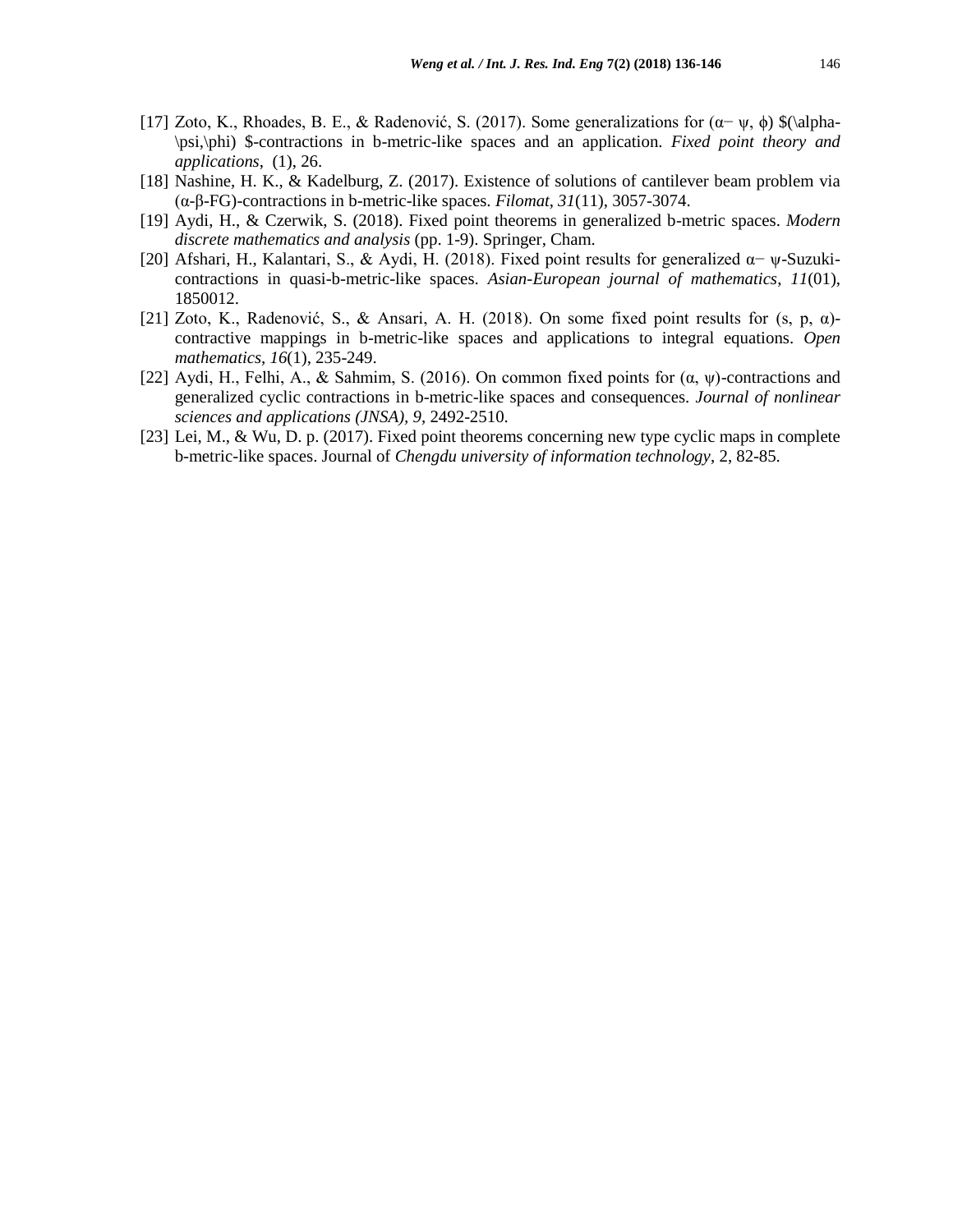[17] Zoto, K., Rhoades, B. E., & Radenović, S. (2017). Some generalizations for (α− ψ, ϕ) $(\alpha-\psi,\phi) $-contractions in b-metric-like spaces and an application. *Fixed point theory and applications*, (1), 26.

[18] Nashine, H. K., & Kadelburg, Z. (2017). Existence of solutions of cantilever beam problem via (α-β-FG)-contractions in b-metric-like spaces. *Filomat*, *31*(11), 3057-3074.

[19] Aydi, H., & Czerwik, S. (2018). Fixed point theorems in generalized b-metric spaces. *Modern discrete mathematics and analysis* (pp. 1-9). Springer, Cham.

[20] Afshari, H., Kalantari, S., & Aydi, H. (2018). Fixed point results for generalized α− ψ-Suzuki-contractions in quasi-b-metric-like spaces. *Asian-European journal of mathematics*, *11*(01), 1850012.

[21] Zoto, K., Radenović, S., & Ansari, A. H. (2018). On some fixed point results for (s, p, α)-contractive mappings in b-metric-like spaces and applications to integral equations. *Open mathematics*, *16*(1), 235-249.

[22] Aydi, H., Felhi, A., & Sahmim, S. (2016). On common fixed points for (α, ψ)-contractions and generalized cyclic contractions in b-metric-like spaces and consequences. *Journal of nonlinear sciences and applications (JNSA)*, *9*, 2492-2510.

[23] Lei, M., & Wu, D. p. (2017). Fixed point theorems concerning new type cyclic maps in complete b-metric-like spaces. Journal of *Chengdu university of information technology*, 2, 82-85.